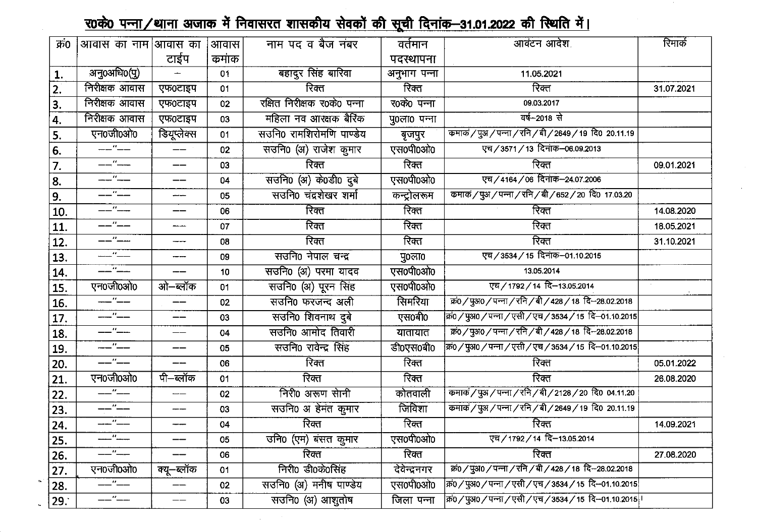## र0के0 पन्ना/थाना अजाक में निवासरत शासकीय सेवकों की सूची दिनांक–31.01.2022 की स्थिति में।

| क्र0 | आवास का नाम | आवास का टाईप | आवास क्रमांक | नाम पद व बैज नंबर | वर्तमान पदस्थापना | आवंटन आदेश | रिमार्क |
|---|---|---|---|---|---|---|---|
| 1. | अनु0अधि0(पु) | — | 01 | बहादुर सिंह बारिवा | अनुभाग पन्ना | 11.05.2021 | |
| 2. | निरीक्षक आवास | एफ0टाइप | 01 | रिक्त | रिक्त | रिक्त | 31.07.2021 |
| 3. | निरीक्षक आवास | एफ0टाइप | 02 | रक्षित निरीक्षक र0के0 पन्ना | र0के0 पन्ना | 09.03.2017 | |
| 4. | निरीक्षक आवास | एफ0टाइप | 03 | महिला नव आरक्षक बैरिंक | पु0ला0 पन्ना | वर्ष–2018 से | |
| 5. | एन0जी0ओ0 | डियूप्लेक्स | 01 | सउनि0 रामशिरोमणि पाण्डेय | बृजपुर | कमाकं/पुअ/पन्ना/रनि/बी/2649/19 दि0 20.11.19 | |
| 6. | —"— | — | 02 | सउनि0 (अ) राजेश कुमार | एस0पी0ओ0 | एच/3571/13 दिनांक–06.09.2013 | |
| 7. | —"— | — | 03 | रिक्त | रिक्त | रिक्त | 09.01.2021 |
| 8. | —"— | — | 04 | सउनि0 (अ) के0डी0 दुबे | एस0पी0ओ0 | एच/4164/06 दिनांक–24.07.2006 | |
| 9. | —"— | — | 05 | सउनि0 चंद्रशेखर शर्मा | कन्ट्रोलरूम | कमाकं/पुअ/पन्ना/रनि/बी/652/20 दि0 17.03.20 | |
| 10. | —"— | — | 06 | रिक्त | रिक्त | रिक्त | 14.08.2020 |
| 11. | —"— | — | 07 | रिक्त | रिक्त | रिक्त | 18.05.2021 |
| 12. | —"— | — | 08 | रिक्त | रिक्त | रिक्त | 31.10.2021 |
| 13. | —"— | — | 09 | सउनि0 नेपाल चन्द्र | पु0ला0 | एच/3534/15 दिनांक–01.10.2015 | |
| 14. | —"— | — | 10 | सउनि0 (अ) परमा यादव | एस0पी0ओ0 | 13.05.2014 | |
| 15. | एन0जी0ओ0 | ओ–ब्लॉक | 01 | सउनि0 (अ) पूरन सिंह | एस0पी0ओ0 | एच/1792/14 दि–13.05.2014 | |
| 16. | —"— | — | 02 | सउनि0 फरजन्द अली | सिमरिया | क्रं0/पुअ0/पन्ना/रनि/बी/428/18 दि–28.02.2018 | |
| 17. | —"— | — | 03 | सउनि0 शिवनाथ दुबे | एस0बी0 | क्रं0/पुअ0/पन्ना/एसी/एच/3534/15 दि–01.10.2015 | |
| 18. | —"— | — | 04 | सउनि0 आमोद तिवारी | यातायात | क्रं0/पुअ0/पन्ना/रनि/बी/428/18 दि–28.02.2018 | |
| 19. | —"— | — | 05 | सउनि0 रावेन्द्र सिंह | डी0एस0बी0 | क्रं0/पुअ0/पन्ना/एसी/एच/3534/15 दि–01.10.2015 | |
| 20. | —"— | — | 06 | रिक्त | रिक्त | रिक्त | 05.01.2022 |
| 21. | एन0जी0ओ0 | पी–ब्लॉक | 01 | रिक्त | रिक्त | रिक्त | 26.08.2020 |
| 22. | —"— | — | 02 | निरी0 अरूण सोनी | कोतवाली | कमाकं/पुअ/पन्ना/रनि/बी/2128/20 दि0 04.11.20 | |
| 23. | —"— | — | 03 | सउनि0 अ हेमंत कुमार | जिविशा | कमाकं/पुअ/पन्ना/रनि/बी/2649/19 दि0 20.11.19 | |
| 24. | —"— | — | 04 | रिक्त | रिक्त | रिक्त | 14.09.2021 |
| 25. | —"— | — | 05 | उनि0 (एम) बंसत कुमार | एस0पी0ओ0 | एच/1792/14 दि–13.05.2014 | |
| 26. | —"— | — | 06 | रिक्त | रिक्त | रिक्त | 27.08.2020 |
| 27. | एन0जी0ओ0 | क्यू–ब्लॉक | 01 | निरी0 डी0के0सिंह | देवेन्द्रनगर | क्रं0/पुअ0/पन्ना/रनि/बी/428/18 दि–28.02.2018 | |
| 28. | —"— | — | 02 | सउनि0 (अ) मनीष पाण्डेय | एस0पी0ओ0 | क्रं0/पुअ0/पन्ना/एसी/एच/3534/15 दि–01.10.2015 | |
| 29. | —"— | — | 03 | सउनि0 (अ) आशुतोष | जिला पन्ना | क्रं0/पुअ0/पन्ना/एसी/एच/3534/15 दि–01.10.2015 | |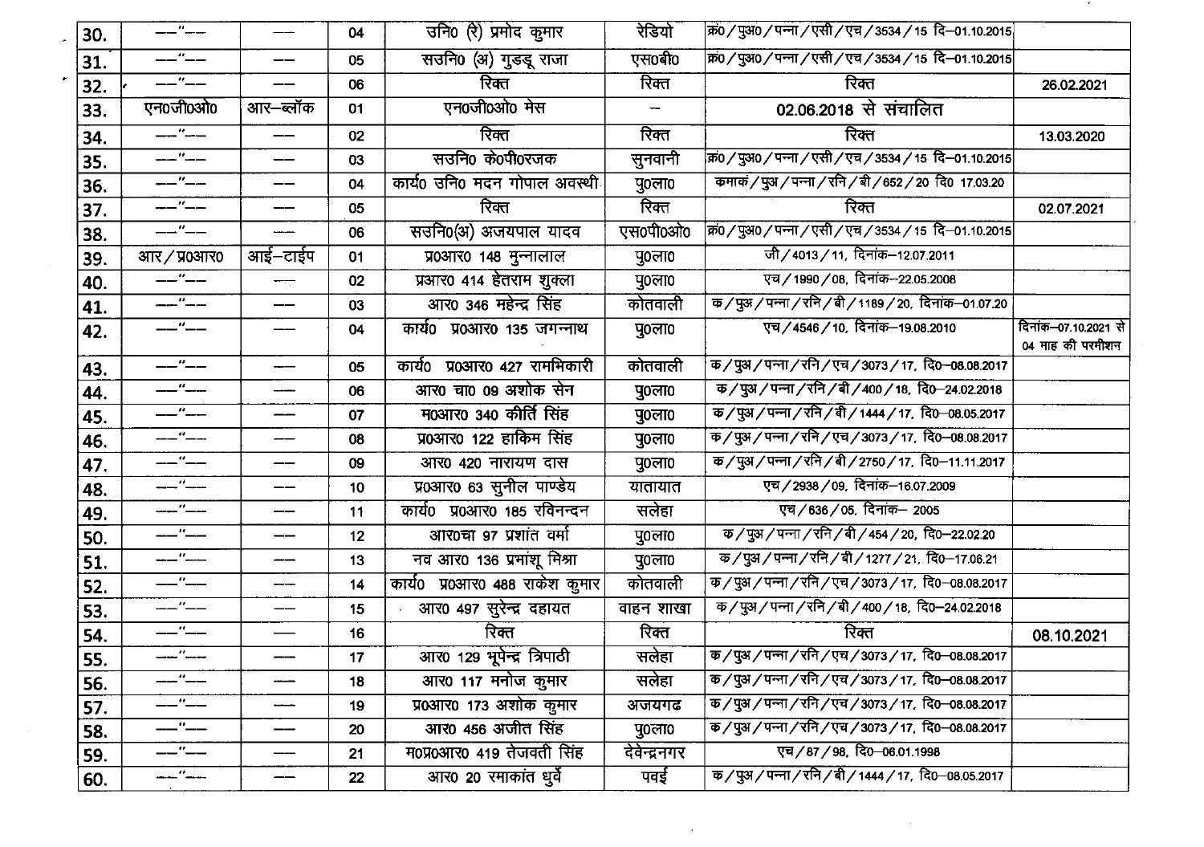|  |  |  |  |  |  |  |  |
|---|---|---|---|---|---|---|---|
| 30. | —"— | — | 04 | उनि0 (रे) प्रमोद कुमार | रेडियो | क्र0/पुअ0/पन्ना/एसी/एच/3534/15 दि–01.10.2015 |  |
| 31. | —"— | — | 05 | सउनि0 (अ) गुड्डू राजा | एस0बी0 | क्र0/पुअ0/पन्ना/एसी/एच/3534/15 दि–01.10.2015 |  |
| 32. | —"— | — | 06 | रिक्त | रिक्त | रिक्त | 26.02.2021 |
| 33. | एन0जी0ओ0 | आर–ब्लॉक | 01 | एन0जी0ओ0 मेस | — | 02.06.2018 से संचालित |  |
| 34. | —"— | — | 02 | रिक्त | रिक्त | रिक्त | 13.03.2020 |
| 35. | —"— | — | 03 | सउनि0 के0पी0रजक | सुनवानी | क्र0/पुअ0/पन्ना/एसी/एच/3534/15 दि–01.10.2015 |  |
| 36. | —"— | — | 04 | कार्य0 उनि0 मदन गोपाल अवस्थी | पु0ला0 | कमाकं/पुअ/पन्ना/रनि/बी/652/20 दि0 17.03.20 |  |
| 37. | —"— | — | 05 | रिक्त | रिक्त | रिक्त | 02.07.2021 |
| 38. | —"— | — | 06 | सउनि0(अ) अजयपाल यादव | एस0पी0ओ0 | क्र0/पुअ0/पन्ना/एसी/एच/3534/15 दि–01.10.2015 |  |
| 39. | आर/प्र0आर0 | आई–टाईप | 01 | प्र0आर0 148 मुन्नालाल | पु0ला0 | जी/4013/11, दिनांक–12.07.2011 |  |
| 40. | —"— | — | 02 | प्रआर0 414 हेतराम शुक्ला | पु0ला0 | एच/1990/08, दिनांक–22.05.2008 |  |
| 41. | —"— | — | 03 | आर0 346 महेन्द्र सिंह | कोतवाली | क/पुअ/पन्ना/रनि/बी/1189/20, दिनांक–01.07.20 |  |
| 42. | —"— | — | 04 | कार्य0 प्र0आर0 135 जगन्नाथ | पु0ला0 | एच/4546/10, दिनांक–19.08.2010 | दिनांक–07.10.2021 से 04 माह की परमीशन |
| 43. | —"— | — | 05 | कार्य0 प्र0आर0 427 रामभिकारी | कोतवाली | क/पुअ/पन्ना/रनि/एच/3073/17, दि0–08.08.2017 |  |
| 44. | —"— | — | 06 | आर0 चा0 09 अशोक सेन | पु0ला0 | क/पुअ/पन्ना/रनि/बी/400/18, दि0–24.02.2018 |  |
| 45. | —"— | — | 07 | म0आर0 340 कीर्ति सिंह | पु0ला0 | क/पुअ/पन्ना/रनि/बी/1444/17, दि0–08.05.2017 |  |
| 46. | —"— | — | 08 | प्र0आर0 122 हाकिम सिंह | पु0ला0 | क/पुअ/पन्ना/रनि/एच/3073/17, दि0–08.08.2017 |  |
| 47. | —"— | — | 09 | आर0 420 नारायण दास | पु0ला0 | क/पुअ/पन्ना/रनि/बी/2750/17, दि0–11.11.2017 |  |
| 48. | —"— | — | 10 | प्र0आर0 63 सुनील पाण्डेय | यातायात | एच/2938/09, दिनांक–16.07.2009 |  |
| 49. | —"— | — | 11 | कार्य0 प्र0आर0 185 रविनन्दन | सलेहा | एच/636/05, दिनांक– 2005 |  |
| 50. | —"— | — | 12 | आर0चा 97 प्रशांत वर्मा | पु0ला0 | क/पुअ/पन्ना/रनि/बी/454/20, दि0–22.02.20 |  |
| 51. | —"— | — | 13 | नव आर0 136 प्रभांशू मिश्रा | पु0ला0 | क/पुअ/पन्ना/रनि/बी/1277/21, दि0–17.06.21 |  |
| 52. | —"— | — | 14 | कार्य0 प्र0आर0 488 राकेश कुमार | कोतवाली | क/पुअ/पन्ना/रनि/एच/3073/17, दि0–08.08.2017 |  |
| 53. | —"— | — | 15 | आर0 497 सुरेन्द्र दहायत | वाहन शाखा | क/पुअ/पन्ना/रनि/बी/400/18, दि0–24.02.2018 |  |
| 54. | —"— | — | 16 | रिक्त | रिक्त | रिक्त | 08.10.2021 |
| 55. | —"— | — | 17 | आर0 129 भूपेन्द्र त्रिपाठी | सलेहा | क/पुअ/पन्ना/रनि/एच/3073/17, दि0–08.08.2017 |  |
| 56. | —"— | — | 18 | आर0 117 मनोज कुमार | सलेहा | क/पुअ/पन्ना/रनि/एच/3073/17, दि0–08.08.2017 |  |
| 57. | —"— | — | 19 | प्र0आर0 173 अशोक कुमार | अजयगढ | क/पुअ/पन्ना/रनि/एच/3073/17, दि0–08.08.2017 |  |
| 58. | —"— | — | 20 | आर0 456 अजीत सिंह | पु0ला0 | क/पुअ/पन्ना/रनि/एच/3073/17, दि0–08.08.2017 |  |
| 59. | —"— | — | 21 | म0प्र0आर0 419 तेजवती सिंह | देवेन्द्रनगर | एच/87/98, दि0–06.01.1998 |  |
| 60. | —"— | — | 22 | आर0 20 रमाकांत धुर्वे | पवई | क/पुअ/पन्ना/रनि/बी/1444/17, दि0–08.05.2017 |  |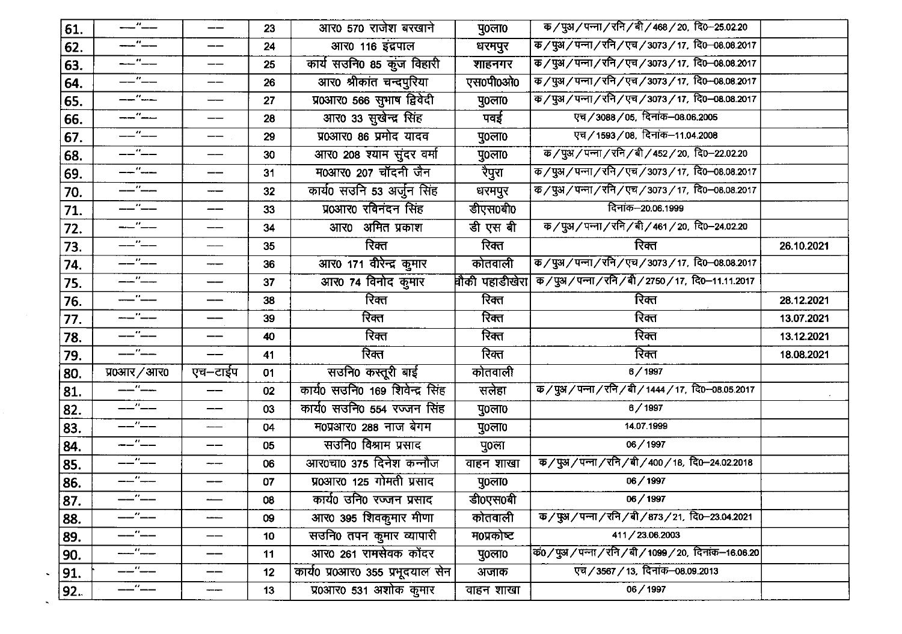| | | | | | | | |
|---|---|---|---|---|---|---|---|
| 61. | —"— | — | 23 | आर0 570 राजेश बरखाने | पु0ला0 | क/पुअ/पन्ना/रनि/बी/468/20, दि0–25.02.20 | |
| 62. | —"— | — | 24 | आर0 116 इंद्रपाल | धरमपुर | क/पुअ/पन्ना/रनि/एच/3073/17, दि0–08.08.2017 | |
| 63. | —"— | — | 25 | कार्य सउनि0 85 कुंज विहारी | शाहनगर | क/पुअ/पन्ना/रनि/एच/3073/17, दि0–08.08.2017 | |
| 64. | —"— | — | 26 | आर0 श्रीकांत चन्दपुरिया | एस0पी0ओ0 | क/पुअ/पन्ना/रनि/एच/3073/17, दि0–08.08.2017 | |
| 65. | —"— | — | 27 | प्र0आर0 566 सुभाष द्विवेदी | पु0ला0 | क/पुअ/पन्ना/रनि/एच/3073/17, दि0–08.08.2017 | |
| 66. | —"— | — | 28 | आर0 33 सुखेन्द्र सिंह | पवई | एच/3088/05, दिनांक–08.06.2005 | |
| 67. | —"— | — | 29 | प्र0आर0 86 प्रमोद यादव | पु0ला0 | एच/1593/08, दिनांक–11.04.2008 | |
| 68. | —"— | — | 30 | आर0 208 श्याम सुंदर वर्मा | पु0ला0 | क/पुअ/पन्ना/रनि/बी/452/20, दि0–22.02.20 | |
| 69. | —"— | — | 31 | म0आर0 207 चॉंदनी जैन | रैपुरा | क/पुअ/पन्ना/रनि/एच/3073/17, दि0–08.08.2017 | |
| 70. | —"— | — | 32 | कार्य0 सउनि 53 अर्जुन सिंह | धरमपुर | क/पुअ/पन्ना/रनि/एच/3073/17, दि0–08.08.2017 | |
| 71. | —"— | — | 33 | प्र0आर0 रविनंदन सिंह | डीएस0बी0 | दिनांक–20.06.1999 | |
| 72. | —"— | — | 34 | आर0 अमित प्रकाश | डी एस बी | क/पुअ/पन्ना/रनि/बी/461/20, दि0–24.02.20 | |
| 73. | —"— | — | 35 | रिक्त | रिक्त | रिक्त | 26.10.2021 |
| 74. | —"— | — | 36 | आर0 171 वीरेन्द्र कुमार | कोतवाली | क/पुअ/पन्ना/रनि/एच/3073/17, दि0–08.08.2017 | |
| 75. | —"— | — | 37 | आर0 74 विनोद कुमार | चौकी पहाडीखेरा | क/पुअ/पन्ना/रनि/बी/2750/17, दि0–11.11.2017 | |
| 76. | —"— | — | 38 | रिक्त | रिक्त | रिक्त | 28.12.2021 |
| 77. | —"— | — | 39 | रिक्त | रिक्त | रिक्त | 13.07.2021 |
| 78. | —"— | — | 40 | रिक्त | रिक्त | रिक्त | 13.12.2021 |
| 79. | —"— | — | 41 | रिक्त | रिक्त | रिक्त | 18.08.2021 |
| 80. | प्र0आर/आर0 | एच–टाईप | 01 | सउनि0 कस्तूरी बाई | कोतवाली | 6/1997 | |
| 81. | —"— | — | 02 | कार्य0 सउनि0 169 शिवेन्द्र सिंह | सलेहा | क/पुअ/पन्ना/रनि/बी/1444/17, दि0–08.05.2017 | |
| 82. | —"— | — | 03 | कार्य0 सउनि0 554 रज्जन सिंह | पु0ला0 | 6/1997 | |
| 83. | —"— | — | 04 | म0प्रआर0 288 नाज बेगम | पु0ला0 | 14.07.1999 | |
| 84. | —"— | — | 05 | सउनि0 विश्राम प्रसाद | पु0ला | 06/1997 | |
| 85. | —"— | — | 06 | आर0चा0 375 दिनेश कन्नौज | वाहन शाखा | क/पुअ/पन्ना/रनि/बी/400/18, दि0–24.02.2018 | |
| 86. | —"— | — | 07 | प्र0आर0 125 गोमती प्रसाद | पु0ला0 | 06/1997 | |
| 87. | —"— | — | 08 | कार्य0 उनि0 रज्जन प्रसाद | डी0एस0बी | 06/1997 | |
| 88. | —"— | — | 09 | आर0 395 शिवकुमार मीणा | कोतवाली | क/पुअ/पन्ना/रनि/बी/873/21, दि0–23.04.2021 | |
| 89. | —"— | — | 10 | सउनि0 तपन कुमार व्यापारी | म0प्रकोष्ट | 411/23.06.2003 | |
| 90. | —"— | — | 11 | आर0 261 रामसेवक कोंदर | पु0ला0 | क0/पुअ/पन्ना/रनि/बी/1099/20, दिनांक–16.06.20 | |
| 91. | —"— | — | 12 | कार्य0 प्र0आर0 355 प्रभूदयाल सेन | अजाक | एच/3567/13, दिनांक–08.09.2013 | |
| 92. | —"— | — | 13 | प्र0आर0 531 अशोक कुमार | वाहन शाखा | 06/1997 | |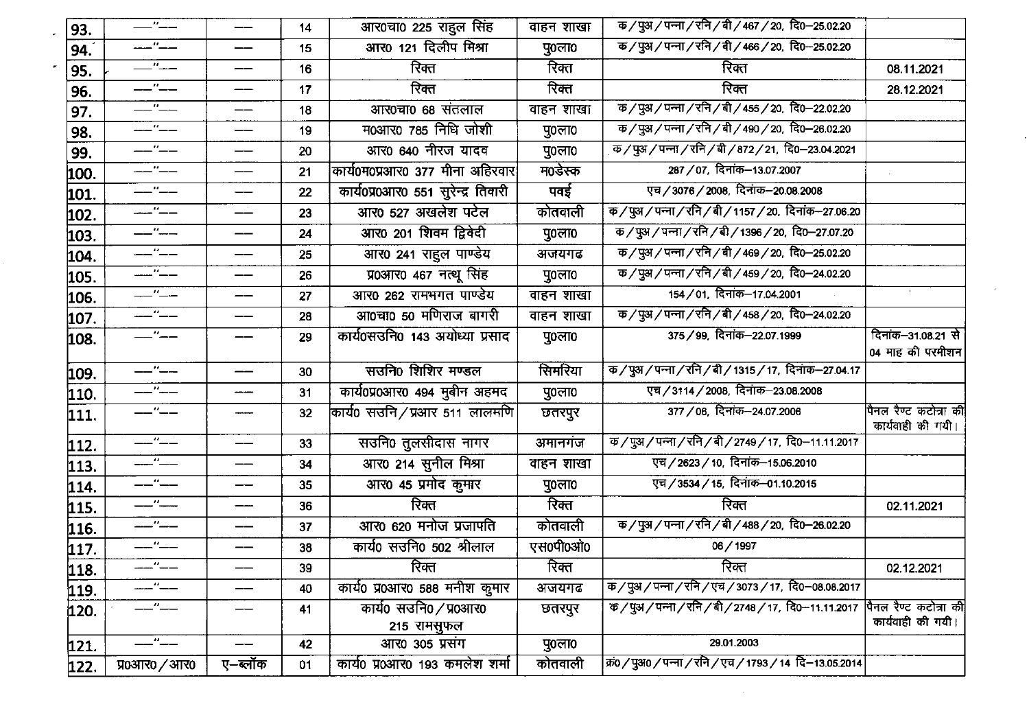| | | | | | | | |
|---|---|---|---|---|---|---|---|
| 93. | —"— | — | 14 | आर0चा0 225 राहुल सिंह | वाहन शाखा | क/पुअ/पन्ना/रनि/बी/467/20, दि0–25.02.20 | |
| 94. | —"— | — | 15 | आर0 121 दिलीप मिश्रा | पु0ला0 | क/पुअ/पन्ना/रनि/बी/466/20, दि0–25.02.20 | |
| 95. | —"— | — | 16 | रिक्त | रिक्त | रिक्त | 08.11.2021 |
| 96. | —"— | — | 17 | रिक्त | रिक्त | रिक्त | 28.12.2021 |
| 97. | —"— | — | 18 | आर0चा0 68 संतलाल | वाहन शाखा | क/पुअ/पन्ना/रनि/बी/455/20, दि0–22.02.20 | |
| 98. | —"— | — | 19 | म0आर0 785 निधि जोशी | पु0ला0 | क/पुअ/पन्ना/रनि/बी/490/20, दि0–26.02.20 | |
| 99. | —"— | — | 20 | आर0 640 नीरज यादव | पु0ला0 | क/पुअ/पन्ना/रनि/बी/872/21, दि0–23.04.2021 | |
| 100. | —"— | — | 21 | कार्य0म0प्रआर0 377 मीना अहिरवार | म0डेस्क | 287/07, दिनांक–13.07.2007 | |
| 101. | —"— | — | 22 | कार्य0प्र0आर0 551 सुरेन्द्र तिवारी | पवई | एच/3076/2008, दिनांक–20.08.2008 | |
| 102. | —"— | — | 23 | आर0 527 अखलेश पटेल | कोतवाली | क/पुअ/पन्ना/रनि/बी/1157/20, दिनांक–27.06.20 | |
| 103. | —"— | — | 24 | आर0 201 शिवम द्विवेदी | पु0ला0 | क/पुअ/पन्ना/रनि/बी/1396/20, दि0–27.07.20 | |
| 104. | —"— | — | 25 | आर0 241 राहुल पाण्डेय | अजयगढ | क/पुअ/पन्ना/रनि/बी/469/20, दि0–25.02.20 | |
| 105. | —"— | — | 26 | प्र0आर0 467 नत्थू सिंह | पु0ला0 | क/पुअ/पन्ना/रनि/बी/459/20, दि0–24.02.20 | |
| 106. | —"— | — | 27 | आर0 262 रामभगत पाण्डेय | वाहन शाखा | 154/01, दिनांक–17.04.2001 | |
| 107. | —"— | — | 28 | आ0चा0 50 मणिराज बागरी | वाहन शाखा | क/पुअ/पन्ना/रनि/बी/458/20, दि0–24.02.20 | |
| 108. | —"— | — | 29 | कार्य0सउनि0 143 अयोध्या प्रसाद | पु0ला0 | 375/99, दिनांक–22.07.1999 | दिनांक–31.08.21 से 04 माह की परमीशन |
| 109. | —"— | — | 30 | सउनि0 शिशिर मण्डल | सिमरिया | क/पुअ/पन्ना/रनि/बी/1315/17, दिनांक–27.04.17 | |
| 110. | —"— | — | 31 | कार्य0प्र0आर0 494 मुबीन अहमद | पु0ला0 | एच/3114/2008, दिनांक–23.08.2008 | |
| 111. | —"— | — | 32 | कार्य0 सउनि/प्रआर 511 लालमणि | छतरपुर | 377/06, दिनांक–24.07.2006 | पैनल रैण्ट कटोत्रा की कार्यवाही की गयी। |
| 112. | —"— | — | 33 | सउनि0 तुलसीदास नागर | अमानगंज | क/पुअ/पन्ना/रनि/बी/2749/17, दि0–11.11.2017 | |
| 113. | —"— | — | 34 | आर0 214 सुनील मिश्रा | वाहन शाखा | एच/2623/10, दिनांक–15.06.2010 | |
| 114. | —"— | — | 35 | आर0 45 प्रमोद कुमार | पु0ला0 | एच/3534/15, दिनांक–01.10.2015 | |
| 115. | —"— | — | 36 | रिक्त | रिक्त | रिक्त | 02.11.2021 |
| 116. | —"— | — | 37 | आर0 620 मनोज प्रजापति | कोतवाली | क/पुअ/पन्ना/रनि/बी/488/20, दि0–26.02.20 | |
| 117. | —"— | — | 38 | कार्य0 सउनि0 502 श्रीलाल | एस0पी0ओ0 | 06/1997 | |
| 118. | —"— | — | 39 | रिक्त | रिक्त | रिक्त | 02.12.2021 |
| 119. | —"— | — | 40 | कार्य0 प्र0आर0 588 मनीश कुमार | अजयगढ | क/पुअ/पन्ना/रनि/एच/3073/17, दि0–08.08.2017 | |
| 120. | —"— | — | 41 | कार्य0 सउनि0/प्र0आर0 215 रामसुफल | छतरपुर | क/पुअ/पन्ना/रनि/बी/2748/17, दि0–11.11.2017 | पैनल रैण्ट कटोत्रा की कार्यवाही की गयी। |
| 121. | —"— | — | 42 | आर0 305 प्रसंग | पु0ला0 | 29.01.2003 | |
| 122. | प्र0आर0/आर0 | ए–ब्लॉक | 01 | कार्य0 प्र0आर0 193 कमलेश शर्मा | कोतवाली | क्र0/पुअ0/पन्ना/रनि/एच/1793/14 दि–13.05.2014 | |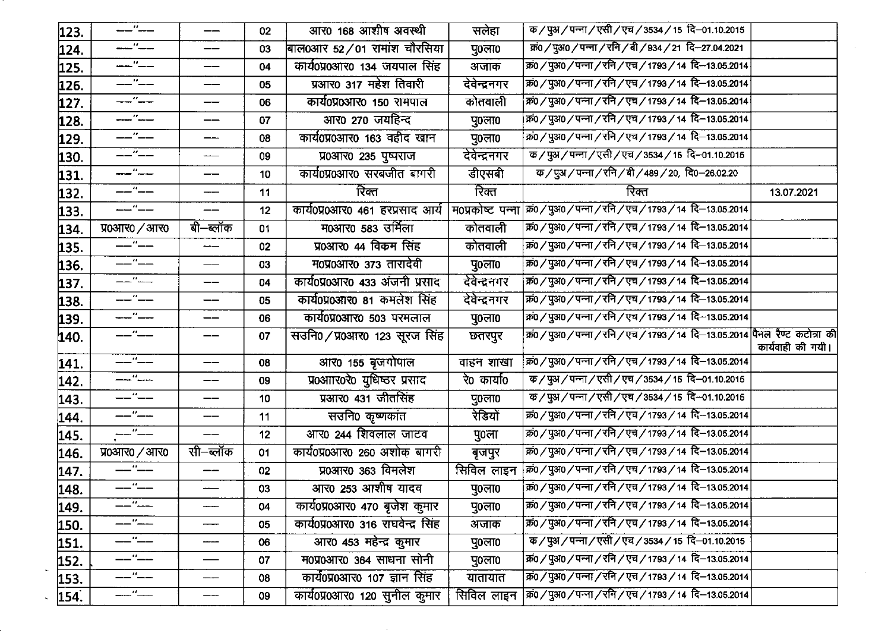| | | | | | | | |
|---|---|---|---|---|---|---|---|
| 123. | —"— | — | 02 | आर0 168 आशीष अवस्थी | सलेहा | क/पुअ/पन्ना/एसी/एच/3534/15 दि–01.10.2015 | |
| 124. | —"— | — | 03 | बाल0आर 52/01 रामांश चौरसिया | पु0ला0 | क्र0/पुअ0/पन्ना/रनि/बी/934/21 दि–27.04.2021 | |
| 125. | —"— | — | 04 | कार्य0प्र0आर0 134 जयपाल सिंह | अजाक | क्रं0/पुअ0/पन्ना/रनि/एच/1793/14 दि–13.05.2014 | |
| 126. | —"— | — | 05 | प्रआर0 317 महेश तिवारी | देवेन्द्रनगर | क्रं0/पुअ0/पन्ना/रनि/एच/1793/14 दि–13.05.2014 | |
| 127. | —"— | — | 06 | कार्य0प्र0आर0 150 रामपाल | कोतवाली | क्रं0/पुअ0/पन्ना/रनि/एच/1793/14 दि–13.05.2014 | |
| 128. | —"— | — | 07 | आर0 270 जयहिन्द | पु0ला0 | क्रं0/पुअ0/पन्ना/रनि/एच/1793/14 दि–13.05.2014 | |
| 129. | —"— | — | 08 | कार्य0प्र0आर0 163 वहीद खान | पु0ला0 | क्रं0/पुअ0/पन्ना/रनि/एच/1793/14 दि–13.05.2014 | |
| 130. | —"— | — | 09 | प्र0आर0 235 पुष्पराज | देवेन्द्रनगर | क/पुअ/पन्ना/एसी/एच/3534/15 दि–01.10.2015 | |
| 131. | —"— | — | 10 | कार्य0प्र0आर0 सरबजीत बागरी | डीएसबी | क/पुअ/पन्ना/रनि/बी/489/20, दि0–26.02.20 | |
| 132. | —"— | — | 11 | रिक्त | रिक्त | रिक्त | 13.07.2021 |
| 133. | —"— | — | 12 | कार्य0प्र0आर0 461 हरप्रसाद आर्य | म0प्रकोष्ट पन्ना | क्रं0/पुअ0/पन्ना/रनि/एच/1793/14 दि–13.05.2014 | |
| 134. | प्र0आर0/आर0 | बी–ब्लॉक | 01 | म0आर0 583 उर्मिला | कोतवाली | क्रं0/पुअ0/पन्ना/रनि/एच/1793/14 दि–13.05.2014 | |
| 135. | —"— | — | 02 | प्र0आर0 44 विक्रम सिंह | कोतवाली | क्रं0/पुअ0/पन्ना/रनि/एच/1793/14 दि–13.05.2014 | |
| 136. | —"— | — | 03 | म0प्र0आर0 373 तारादेवी | पु0ला0 | क्रं0/पुअ0/पन्ना/रनि/एच/1793/14 दि–13.05.2014 | |
| 137. | —"— | — | 04 | कार्य0प्र0आर0 433 अंजनी प्रसाद | देवेन्द्रनगर | क्रं0/पुअ0/पन्ना/रनि/एच/1793/14 दि–13.05.2014 | |
| 138. | —"— | — | 05 | कार्य0प्र0आर0 81 कमलेश सिंह | देवेन्द्रनगर | क्रं0/पुअ0/पन्ना/रनि/एच/1793/14 दि–13.05.2014 | |
| 139. | —"— | — | 06 | कार्य0प्र0आर0 503 परमलाल | पु0ला0 | क्रं0/पुअ0/पन्ना/रनि/एच/1793/14 दि–13.05.2014 | |
| 140. | —"— | — | 07 | सउनि0/प्र0आर0 123 सूरज सिंह | छतरपुर | क्रं0/पुअ0/पन्ना/रनि/एच/1793/14 दि–13.05.2014 | पैनल रैण्ट कटोत्रा की कार्यवाही की गयी। |
| 141. | —"— | — | 08 | आर0 155 बृजगोपाल | वाहन शाखा | क्रं0/पुअ0/पन्ना/रनि/एच/1793/14 दि–13.05.2014 | |
| 142. | —"— | — | 09 | प्र0आर0रे0 युधिष्ठर प्रसाद | रे0 कार्या0 | क/पुअ/पन्ना/एसी/एच/3534/15 दि–01.10.2015 | |
| 143. | —"— | — | 10 | प्रआर0 431 जीतसिंह | पु0ला0 | क/पुअ/पन्ना/एसी/एच/3534/15 दि–01.10.2015 | |
| 144. | —"— | — | 11 | सउनि0 कृष्णकांत | रेडियो | क्रं0/पुअ0/पन्ना/रनि/एच/1793/14 दि–13.05.2014 | |
| 145. | —"— | — | 12 | आर0 244 शिवलाल जाटव | पु0ला | क्रं0/पुअ0/पन्ना/रनि/एच/1793/14 दि–13.05.2014 | |
| 146. | प्र0आर0/आर0 | सी–ब्लॉक | 01 | कार्य0प्र0आर0 260 अशोक बागरी | बृजपुर | क्रं0/पुअ0/पन्ना/रनि/एच/1793/14 दि–13.05.2014 | |
| 147. | —"— | — | 02 | प्र0आर0 363 विमलेश | सिविल लाइन | क्रं0/पुअ0/पन्ना/रनि/एच/1793/14 दि–13.05.2014 | |
| 148. | —"— | — | 03 | आर0 253 आशीष यादव | पु0ला0 | क्रं0/पुअ0/पन्ना/रनि/एच/1793/14 दि–13.05.2014 | |
| 149. | —"— | — | 04 | कार्य0प्र0आर0 470 बृजेश कुमार | पु0ला0 | क्रं0/पुअ0/पन्ना/रनि/एच/1793/14 दि–13.05.2014 | |
| 150. | —"— | — | 05 | कार्य0प्र0आर0 316 राघवेन्द्र सिंह | अजाक | क्रं0/पुअ0/पन्ना/रनि/एच/1793/14 दि–13.05.2014 | |
| 151. | —"— | — | 06 | आर0 453 महेन्द्र कुमार | पु0ला0 | क/पुअ/पन्ना/एसी/एच/3534/15 दि–01.10.2015 | |
| 152. | —"— | — | 07 | म0प्र0आर0 364 साधना सोनी | पु0ला0 | क्रं0/पुअ0/पन्ना/रनि/एच/1793/14 दि–13.05.2014 | |
| 153. | —"— | — | 08 | कार्य0प्र0आर0 107 ज्ञान सिंह | यातायात | क्रं0/पुअ0/पन्ना/रनि/एच/1793/14 दि–13.05.2014 | |
| 154. | —"— | — | 09 | कार्य0प्र0आर0 120 सुनील कुमार | सिविल लाइन | क्रं0/पुअ0/पन्ना/रनि/एच/1793/14 दि–13.05.2014 | |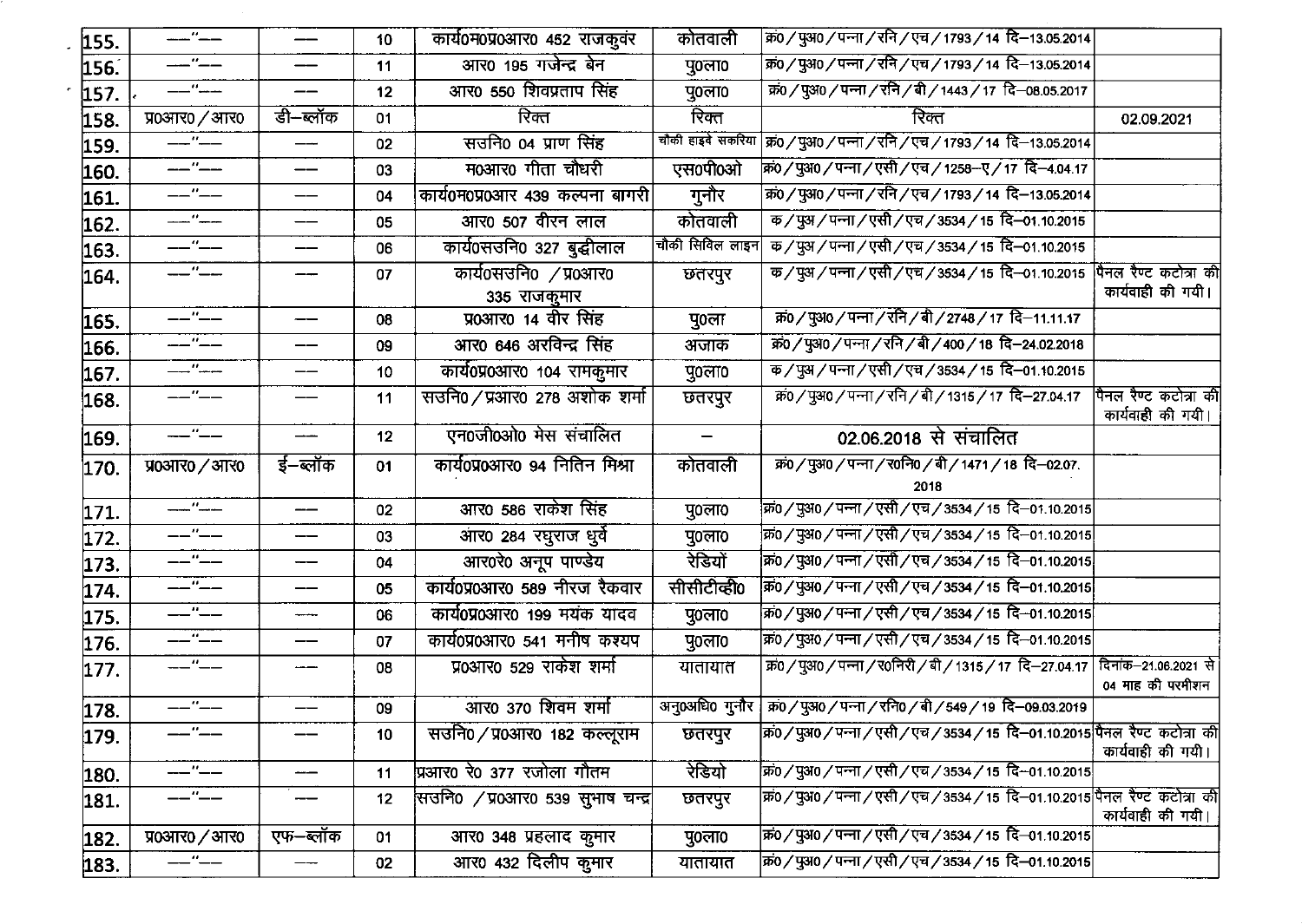| | | | | | | | |
|---|---|---|---|---|---|---|---|
| 155. | —"— | — | 10 | कार्य0म0प्र0आर0 452 राजकुवंर | कोतवाली | क्र0 / पुअ0 / पन्ना / रनि / एच / 1793 / 14 दि–13.05.2014 | |
| 156. | —"— | — | 11 | आर0 195 गजेन्द्र बेन | पु0ला0 | क्र0 / पुअ0 / पन्ना / रनि / एच / 1793 / 14 दि–13.05.2014 | |
| 157. | —"— | — | 12 | आर0 550 शिवप्रताप सिंह | पु0ला0 | क्र0 / पुअ0 / पन्ना / रनि / बी / 1443 / 17 दि–08.05.2017 | |
| 158. | प्र0आर0 / आर0 | डी–ब्लॉक | 01 | रिक्त | रिक्त | रिक्त | 02.09.2021 |
| 159. | —"— | — | 02 | सउनि0 04 प्राण सिंह | चौकी हाइवे सकरिया | क्र0 / पुअ0 / पन्ना / रनि / एच / 1793 / 14 दि–13.05.2014 | |
| 160. | —"— | — | 03 | म0आर0 गीता चौधरी | एस0पी0ओ | क्र0 / पुअ0 / पन्ना / एसी / एच / 1258–ए / 17 दि–4.04.17 | |
| 161. | —"— | — | 04 | कार्य0म0प्र0आर 439 कल्पना बागरी | गुनौर | क्र0 / पुअ0 / पन्ना / रनि / एच / 1793 / 14 दि–13.05.2014 | |
| 162. | —"— | — | 05 | आर0 507 वीरन लाल | कोतवाली | क / पुअ / पन्ना / एसी / एच / 3534 / 15 दि–01.10.2015 | |
| 163. | —"— | — | 06 | कार्य0सउनि0 327 बुद्धीलाल | चौकी सिविल लाइन | क / पुअ / पन्ना / एसी / एच / 3534 / 15 दि–01.10.2015 | |
| 164. | —"— | — | 07 | कार्य0सउनि0 / प्र0आर0 335 राजकुमार | छतरपुर | क / पुअ / पन्ना / एसी / एच / 3534 / 15 दि–01.10.2015 | पैनल रैण्ट कटोत्रा की कार्यवाही की गयी। |
| 165. | —"— | — | 08 | प्र0आर0 14 वीर सिंह | पु0ला | क्र0 / पुअ0 / पन्ना / रनि / बी / 2748 / 17 दि–11.11.17 | |
| 166. | —"— | — | 09 | आर0 646 अरविन्द्र सिंह | अजाक | क्र0 / पुअ0 / पन्ना / रनि / बी / 400 / 18 दि–24.02.2018 | |
| 167. | —"— | — | 10 | कार्य0प्र0आर0 104 रामकुमार | पु0ला0 | क / पुअ / पन्ना / एसी / एच / 3534 / 15 दि–01.10.2015 | |
| 168. | —"— | — | 11 | सउनि0 / प्रआर0 278 अशोक शर्मा | छतरपुर | क्र0 / पुअ0 / पन्ना / रनि / बी / 1315 / 17 दि–27.04.17 | पैनल रैण्ट कटोत्रा की कार्यवाही की गयी। |
| 169. | —"— | — | 12 | एन0जी0ओ0 मेस संचालित | – | 02.06.2018 से संचालित | |
| 170. | प्र0आर0 / आर0 | ई–ब्लॉक | 01 | कार्य0प्र0आर0 94 नितिन मिश्रा | कोतवाली | क्र0 / पुअ0 / पन्ना / र0नि0 / बी / 1471 / 18 दि–02.07.2018 | |
| 171. | —"— | — | 02 | आर0 586 राकेश सिंह | पु0ला0 | क्र0 / पुअ0 / पन्ना / एसी / एच / 3534 / 15 दि–01.10.2015 | |
| 172. | —"— | — | 03 | आर0 284 रघुराज धुर्वे | पु0ला0 | क्र0 / पुअ0 / पन्ना / एसी / एच / 3534 / 15 दि–01.10.2015 | |
| 173. | —"— | — | 04 | आर0रे0 अनूप पाण्डेय | रेडियों | क्र0 / पुअ0 / पन्ना / एसी / एच / 3534 / 15 दि–01.10.2015 | |
| 174. | —"— | — | 05 | कार्य0प्र0आर0 589 नीरज रैकवार | सीसीटीव्ही0 | क्र0 / पुअ0 / पन्ना / एसी / एच / 3534 / 15 दि–01.10.2015 | |
| 175. | —"— | — | 06 | कार्य0प्र0आर0 199 मयंक यादव | पु0ला0 | क्र0 / पुअ0 / पन्ना / एसी / एच / 3534 / 15 दि–01.10.2015 | |
| 176. | —"— | — | 07 | कार्य0प्र0आर0 541 मनीष कश्यप | पु0ला0 | क्र0 / पुअ0 / पन्ना / एसी / एच / 3534 / 15 दि–01.10.2015 | |
| 177. | —"— | — | 08 | प्र0आर0 529 राकेश शर्मा | यातायात | क्र0 / पुअ0 / पन्ना / र0निरी / बी / 1315 / 17 दि–27.04.17 | दिनांक–21.06.2021 से 04 माह की परमीशन |
| 178. | —"— | — | 09 | आर0 370 शिवम शर्मा | अनु0अधि0 गुनौर | क्र0 / पुअ0 / पन्ना / रनि0 / बी / 549 / 19 दि–09.03.2019 | |
| 179. | —"— | — | 10 | सउनि0 / प्र0आर0 182 कल्लूराम | छतरपुर | क्र0 / पुअ0 / पन्ना / एसी / एच / 3534 / 15 दि–01.10.2015 | पैनल रैण्ट कटोत्रा की कार्यवाही की गयी। |
| 180. | —"— | — | 11 | प्रआर0 रे0 377 रजोला गौतम | रेडियो | क्र0 / पुअ0 / पन्ना / एसी / एच / 3534 / 15 दि–01.10.2015 | |
| 181. | —"— | — | 12 | सउनि0 / प्र0आर0 539 सुभाष चन्द्र | छतरपुर | क्र0 / पुअ0 / पन्ना / एसी / एच / 3534 / 15 दि–01.10.2015 | पैनल रैण्ट कटोत्रा की कार्यवाही की गयी। |
| 182. | प्र0आर0 / आर0 | एफ–ब्लॉक | 01 | आर0 348 प्रहलाद कुमार | पु0ला0 | क्र0 / पुअ0 / पन्ना / एसी / एच / 3534 / 15 दि–01.10.2015 | |
| 183. | —"— | — | 02 | आर0 432 दिलीप कुमार | यातायात | क्र0 / पुअ0 / पन्ना / एसी / एच / 3534 / 15 दि–01.10.2015 | |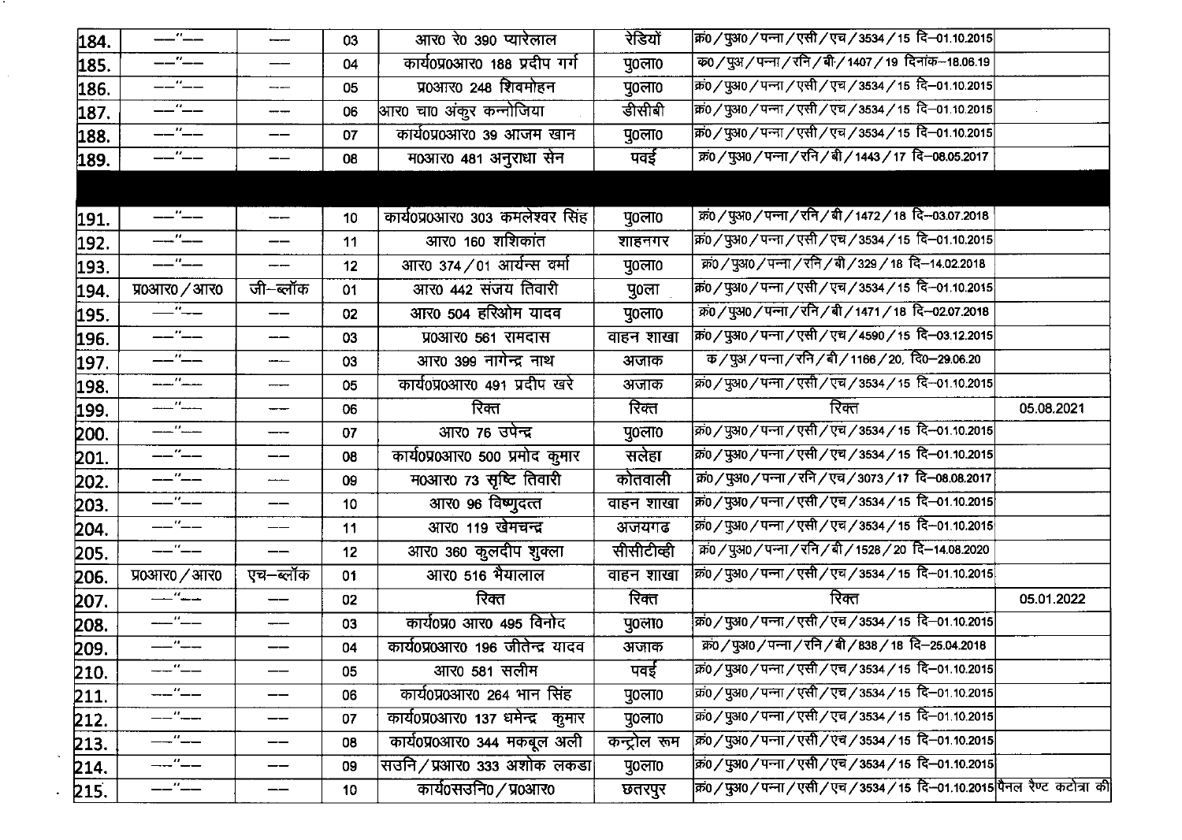| | | | | | | | |
|---|---|---|---|---|---|---|---|
| 184. | —"— | —— | 03 | आर0 रे0 390 प्यारेलाल | रेडियों | क्रं0 / पुअ0 / पन्ना / एसी / एच / 3534 / 15 दि–01.10.2015 | |
| 185. | —"— | —— | 04 | कार्य0प्र0आर0 188 प्रदीप गर्ग | पु0ला0 | क0 / पुअ / पन्ना / रनि / बी / 1407 / 19 दिनांक–18.06.19 | |
| 186. | —"— | —— | 05 | प्र0आर0 248 शिवमोहन | पु0ला0 | क्रं0 / पुअ0 / पन्ना / एसी / एच / 3534 / 15 दि–01.10.2015 | |
| 187. | —"— | —— | 06 | आर0 चा0 अंकुर कन्नोजिया | डीसीबी | क्रं0 / पुअ0 / पन्ना / एसी / एच / 3534 / 15 दि–01.10.2015 | |
| 188. | —"— | —— | 07 | कार्य0प्र0आर0 39 आजम खान | पु0ला0 | क्रं0 / पुअ0 / पन्ना / एसी / एच / 3534 / 15 दि–01.10.2015 | |
| 189. | —"— | —— | 08 | म0आर0 481 अनुराधा सेन | पवई | क्रं0 / पुअ0 / पन्ना / रनि / बी / 1443 / 17 दि–08.05.2017 | |
| | | | | | | | |
| 191. | —"— | —— | 10 | कार्य0प्र0आर0 303 कमलेश्वर सिंह | पु0ला0 | क्रं0 / पुअ0 / पन्ना / रनि / बी / 1472 / 18 दि–03.07.2018 | |
| 192. | —"— | —— | 11 | आर0 160 शशिकांत | शाहनगर | क्रं0 / पुअ0 / पन्ना / एसी / एच / 3534 / 15 दि–01.10.2015 | |
| 193. | —"— | —— | 12 | आर0 374 / 01 आर्यन्स वर्मा | पु0ला0 | क्रं0 / पुअ0 / पन्ना / रनि / बी / 329 / 18 दि–14.02.2018 | |
| 194. | प्र0आर0 / आर0 | जी–ब्लॉक | 01 | आर0 442 संजय तिवारी | पु0ला | क्रं0 / पुअ0 / पन्ना / एसी / एच / 3534 / 15 दि–01.10.2015 | |
| 195. | —"— | —— | 02 | आर0 504 हरिओम यादव | पु0ला0 | क्रं0 / पुअ0 / पन्ना / रनि / बी / 1471 / 18 दि–02.07.2018 | |
| 196. | —"— | —— | 03 | प्र0आर0 561 रामदास | वाहन शाखा | क्रं0 / पुअ0 / पन्ना / एसी / एच / 4590 / 15 दि–03.12.2015 | |
| 197. | —"— | —— | 03 | आर0 399 नागेन्द्र नाथ | अजाक | क / पुअ / पन्ना / रनि / बी / 1166 / 20, दि0–29.06.20 | |
| 198. | —"— | —— | 05 | कार्य0प्र0आर0 491 प्रदीप खरे | अजाक | क्रं0 / पुअ0 / पन्ना / एसी / एच / 3534 / 15 दि–01.10.2015 | |
| 199. | —"— | —— | 06 | रिक्त | रिक्त | रिक्त | 05.08.2021 |
| 200. | —"— | —— | 07 | आर0 76 उपेन्द्र | पु0ला0 | क्रं0 / पुअ0 / पन्ना / एसी / एच / 3534 / 15 दि–01.10.2015 | |
| 201. | —"— | —— | 08 | कार्य0प्र0आर0 500 प्रमोद कुमार | सलेहा | क्रं0 / पुअ0 / पन्ना / एसी / एच / 3534 / 15 दि–01.10.2015 | |
| 202. | —"— | —— | 09 | म0आर0 73 सृष्टि तिवारी | कोतवाली | क्रं0 / पुअ0 / पन्ना / रनि / एच / 3073 / 17 दि–08.08.2017 | |
| 203. | —"— | —— | 10 | आर0 96 विष्णुदत्त | वाहन शाखा | क्रं0 / पुअ0 / पन्ना / एसी / एच / 3534 / 15 दि–01.10.2015 | |
| 204. | —"— | —— | 11 | आर0 119 खेमचन्द्र | अजयगढ | क्रं0 / पुअ0 / पन्ना / एसी / एच / 3534 / 15 दि–01.10.2015 | |
| 205. | —"— | —— | 12 | आर0 360 कुलदीप शुक्ला | सीसीटीव्ही | क्रं0 / पुअ0 / पन्ना / रनि / बी / 1528 / 20 दि–14.08.2020 | |
| 206. | प्र0आर0 / आर0 | एच–ब्लॉक | 01 | आर0 516 भैयालाल | वाहन शाखा | क्रं0 / पुअ0 / पन्ना / एसी / एच / 3534 / 15 दि–01.10.2015 | |
| 207. | —"— | —— | 02 | रिक्त | रिक्त | रिक्त | 05.01.2022 |
| 208. | —"— | —— | 03 | कार्य0प्र0 आर0 495 विनोद | पु0ला0 | क्रं0 / पुअ0 / पन्ना / एसी / एच / 3534 / 15 दि–01.10.2015 | |
| 209. | —"— | —— | 04 | कार्य0प्र0आर0 196 जीतेन्द्र यादव | अजाक | क्रं0 / पुअ0 / पन्ना / रनि / बी / 838 / 18 दि–25.04.2018 | |
| 210. | —"— | —— | 05 | आर0 581 सलीम | पवई | क्रं0 / पुअ0 / पन्ना / एसी / एच / 3534 / 15 दि–01.10.2015 | |
| 211. | —"— | —— | 06 | कार्य0प्र0आर0 264 भान सिंह | पु0ला0 | क्रं0 / पुअ0 / पन्ना / एसी / एच / 3534 / 15 दि–01.10.2015 | |
| 212. | —"— | —— | 07 | कार्य0प्र0आर0 137 धमेन्द्र कुमार | पु0ला0 | क्रं0 / पुअ0 / पन्ना / एसी / एच / 3534 / 15 दि–01.10.2015 | |
| 213. | —"— | —— | 08 | कार्य0प्र0आर0 344 मकबूल अली | कन्ट्रोल रूम | क्रं0 / पुअ0 / पन्ना / एसी / एच / 3534 / 15 दि–01.10.2015 | |
| 214. | —"— | —— | 09 | सउनि / प्रआर0 333 अशोक लकडा | पु0ला0 | क्रं0 / पुअ0 / पन्ना / एसी / एच / 3534 / 15 दि–01.10.2015 | |
| 215. | —"— | —— | 10 | कार्य0सउनि0 / प्र0आर0 | छतरपुर | क्रं0 / पुअ0 / पन्ना / एसी / एच / 3534 / 15 दि–01.10.2015 | पैनल रैण्ट कटोत्रा की |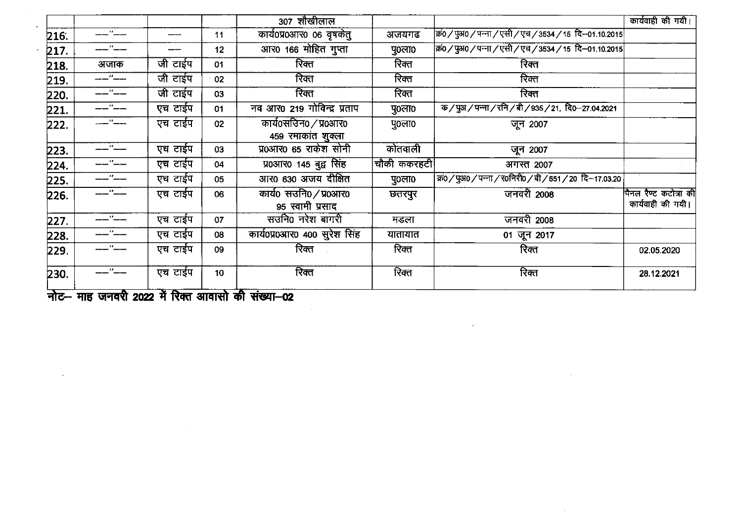| | | | | | | | |
|---|---|---|---|---|---|---|---|
| | | | | 307 शौखीलाल | | | कार्यवाही की गयी। |
| 216. | --"-- | --- | 11 | कार्य0प्र0आर0 06 वृषकेतु | अजयगढ | क्रं0/पुअ0/पन्ना/एसी/एच/3534/15 दि-01.10.2015 | |
| 217. | --"-- | --- | 12 | आर0 166 मोहित गुप्ता | पु0ला0 | क्रं0/पुअ0/पन्ना/एसी/एच/3534/15 दि-01.10.2015 | |
| 218. | अजाक | जी टाईप | 01 | रिक्त | रिक्त | रिक्त | |
| 219. | --"-- | जी टाईप | 02 | रिक्त | रिक्त | रिक्त | |
| 220. | --"-- | जी टाईप | 03 | रिक्त | रिक्त | रिक्त | |
| 221. | --"-- | एच टाईप | 01 | नव आर0 219 गोविन्द्र प्रताप | पु0ला0 | क/पुअ/पन्ना/रनि/बी/935/21, दि0-27.04.2021 | |
| 222. | --"-- | एच टाईप | 02 | कार्य0सउनि0/प्र0आर0 459 रमाकांत शुक्ला | पु0ला0 | जून 2007 | |
| 223. | --"-- | एच टाईप | 03 | प्र0आर0 65 राकेश सोनी | कोतवाली | जून 2007 | |
| 224. | --"-- | एच टाईप | 04 | प्र0आर0 145 बुद्व सिंह | चौकी ककरहटी | अगस्त 2007 | |
| 225. | --"-- | एच टाईप | 05 | आर0 630 अजय दीक्षित | पु0ला0 | क्रं0/पुअ0/पन्ना/र0निरी0/बी/651/20 दि-17.03.20 | |
| 226. | --"-- | एच टाईप | 06 | कार्य0 सउनि0/प्र0आर0 95 स्वामी प्रसाद | छतरपुर | जनवरी 2008 | पैनल रैण्ट कटोत्रा की कार्यवाही की गयी। |
| 227. | --"-- | एच टाईप | 07 | सउनि0 नरेश बागरी | मडला | जनवरी 2008 | |
| 228. | --"-- | एच टाईप | 08 | कार्य0प्र0आर0 400 सुरेश सिंह | यातायात | 01 जून 2017 | |
| 229. | --"-- | एच टाईप | 09 | रिक्त | रिक्त | रिक्त | 02.05.2020 |
| 230. | --"-- | एच टाईप | 10 | रिक्त | रिक्त | रिक्त | 28.12.2021 |

**नोट– माह जनवरी 2022 में रिक्त आवासो की संख्या–02**